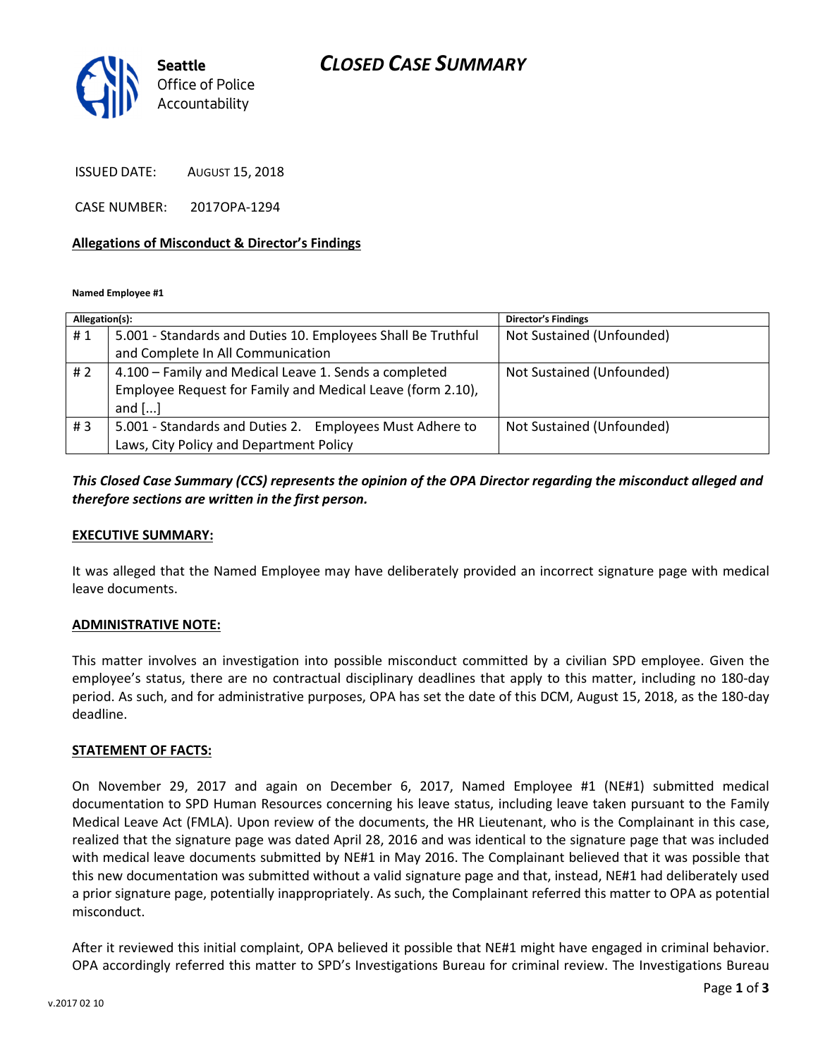Seattle Office of Police Accountability

# CLOSED CASE SUMMARY

ISSUED DATE: AUGUST 15, 2018

CASE NUMBER: 2017OPA-1294

**Allegations of Misconduct & Director's Findings**

**Named Employee #1**

| Allegation(s): | | Director's Findings |
|---|---|---|
| # 1 | 5.001 - Standards and Duties 10. Employees Shall Be Truthful and Complete In All Communication | Not Sustained (Unfounded) |
| # 2 | 4.100 – Family and Medical Leave 1. Sends a completed Employee Request for Family and Medical Leave (form 2.10), and [...] | Not Sustained (Unfounded) |
| # 3 | 5.001 - Standards and Duties 2. Employees Must Adhere to Laws, City Policy and Department Policy | Not Sustained (Unfounded) |

***This Closed Case Summary (CCS) represents the opinion of the OPA Director regarding the misconduct alleged and therefore sections are written in the first person.***

**EXECUTIVE SUMMARY:**

It was alleged that the Named Employee may have deliberately provided an incorrect signature page with medical leave documents.

**ADMINISTRATIVE NOTE:**

This matter involves an investigation into possible misconduct committed by a civilian SPD employee. Given the employee's status, there are no contractual disciplinary deadlines that apply to this matter, including no 180-day period. As such, and for administrative purposes, OPA has set the date of this DCM, August 15, 2018, as the 180-day deadline.

**STATEMENT OF FACTS:**

On November 29, 2017 and again on December 6, 2017, Named Employee #1 (NE#1) submitted medical documentation to SPD Human Resources concerning his leave status, including leave taken pursuant to the Family Medical Leave Act (FMLA). Upon review of the documents, the HR Lieutenant, who is the Complainant in this case, realized that the signature page was dated April 28, 2016 and was identical to the signature page that was included with medical leave documents submitted by NE#1 in May 2016. The Complainant believed that it was possible that this new documentation was submitted without a valid signature page and that, instead, NE#1 had deliberately used a prior signature page, potentially inappropriately. As such, the Complainant referred this matter to OPA as potential misconduct.

After it reviewed this initial complaint, OPA believed it possible that NE#1 might have engaged in criminal behavior. OPA accordingly referred this matter to SPD's Investigations Bureau for criminal review. The Investigations Bureau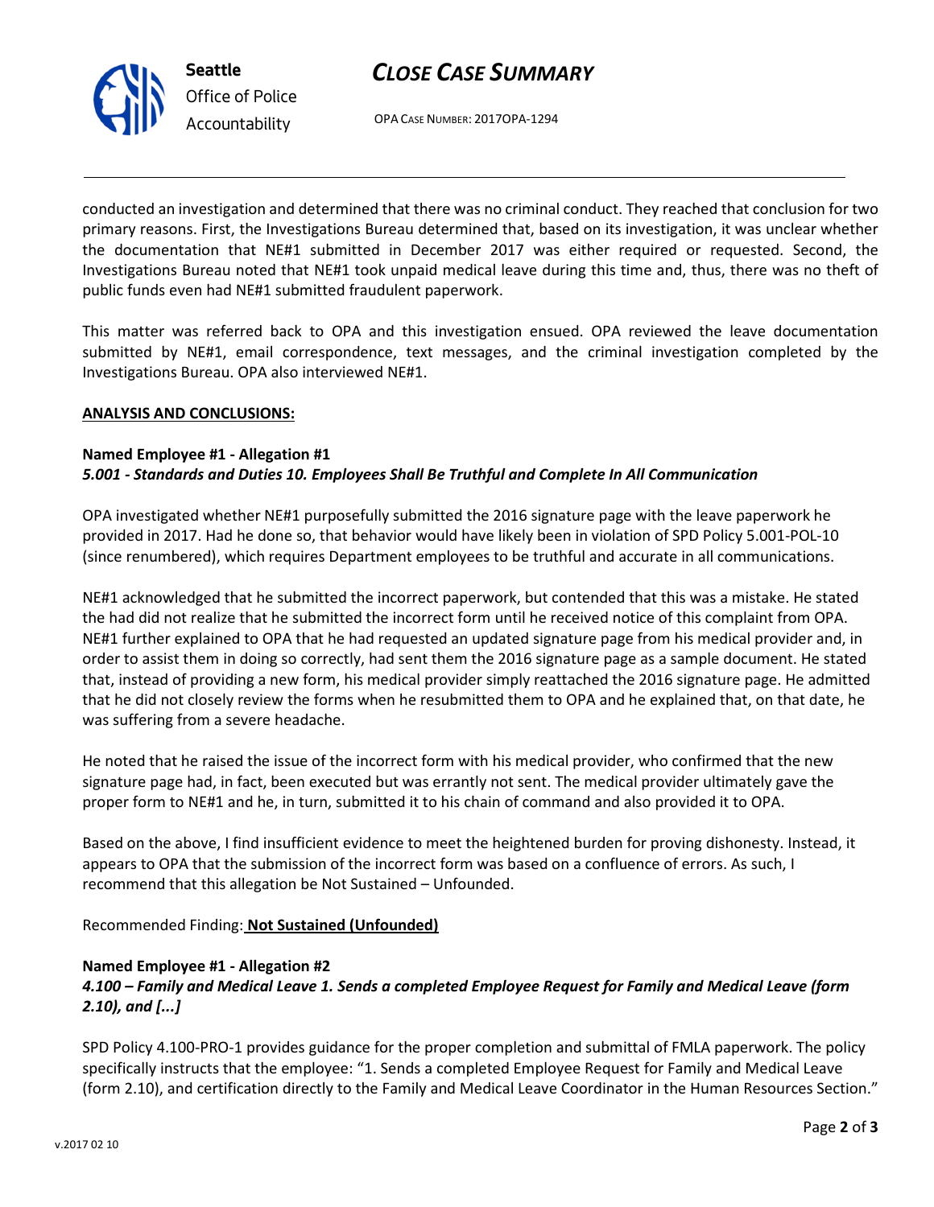conducted an investigation and determined that there was no criminal conduct. They reached that conclusion for two primary reasons. First, the Investigations Bureau determined that, based on its investigation, it was unclear whether the documentation that NE#1 submitted in December 2017 was either required or requested. Second, the Investigations Bureau noted that NE#1 took unpaid medical leave during this time and, thus, there was no theft of public funds even had NE#1 submitted fraudulent paperwork.

This matter was referred back to OPA and this investigation ensued. OPA reviewed the leave documentation submitted by NE#1, email correspondence, text messages, and the criminal investigation completed by the Investigations Bureau. OPA also interviewed NE#1.

**ANALYSIS AND CONCLUSIONS:**

**Named Employee #1 - Allegation #1**
***5.001 - Standards and Duties 10. Employees Shall Be Truthful and Complete In All Communication***

OPA investigated whether NE#1 purposefully submitted the 2016 signature page with the leave paperwork he provided in 2017. Had he done so, that behavior would have likely been in violation of SPD Policy 5.001-POL-10 (since renumbered), which requires Department employees to be truthful and accurate in all communications.

NE#1 acknowledged that he submitted the incorrect paperwork, but contended that this was a mistake. He stated the had did not realize that he submitted the incorrect form until he received notice of this complaint from OPA. NE#1 further explained to OPA that he had requested an updated signature page from his medical provider and, in order to assist them in doing so correctly, had sent them the 2016 signature page as a sample document. He stated that, instead of providing a new form, his medical provider simply reattached the 2016 signature page. He admitted that he did not closely review the forms when he resubmitted them to OPA and he explained that, on that date, he was suffering from a severe headache.

He noted that he raised the issue of the incorrect form with his medical provider, who confirmed that the new signature page had, in fact, been executed but was errantly not sent. The medical provider ultimately gave the proper form to NE#1 and he, in turn, submitted it to his chain of command and also provided it to OPA.

Based on the above, I find insufficient evidence to meet the heightened burden for proving dishonesty. Instead, it appears to OPA that the submission of the incorrect form was based on a confluence of errors. As such, I recommend that this allegation be Not Sustained – Unfounded.

Recommended Finding: **Not Sustained (Unfounded)**

**Named Employee #1 - Allegation #2**
***4.100 – Family and Medical Leave 1. Sends a completed Employee Request for Family and Medical Leave (form 2.10), and [...]***

SPD Policy 4.100-PRO-1 provides guidance for the proper completion and submittal of FMLA paperwork. The policy specifically instructs that the employee: "1. Sends a completed Employee Request for Family and Medical Leave (form 2.10), and certification directly to the Family and Medical Leave Coordinator in the Human Resources Section."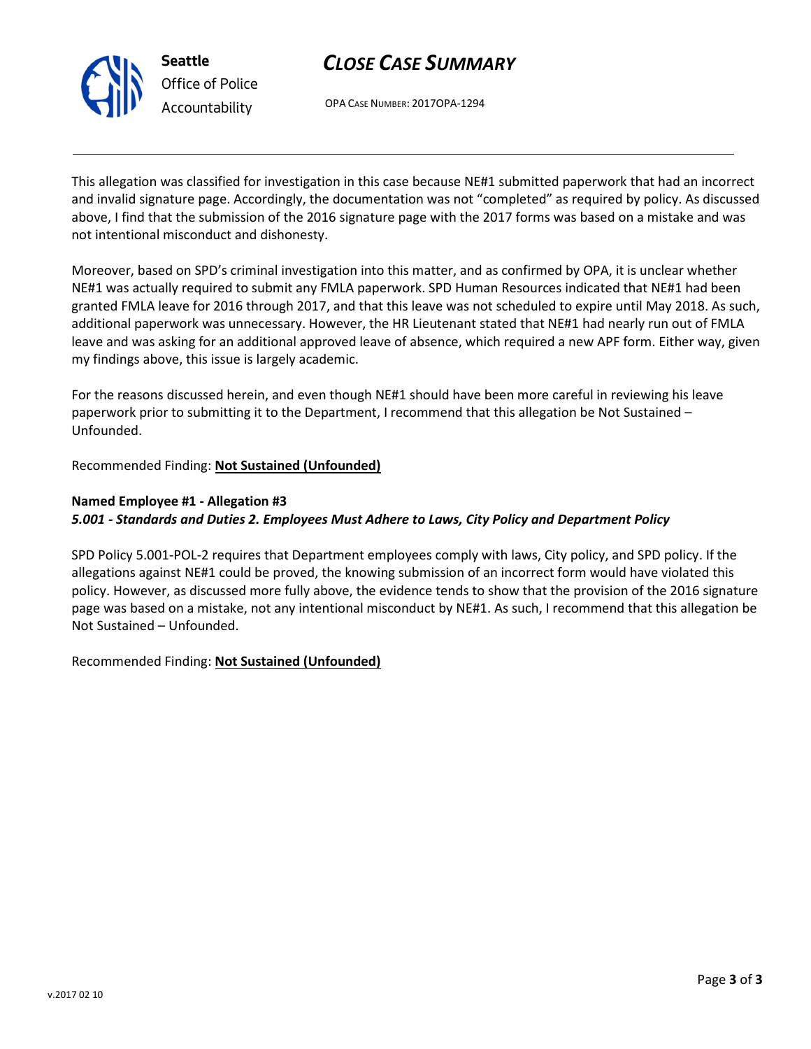This allegation was classified for investigation in this case because NE#1 submitted paperwork that had an incorrect and invalid signature page. Accordingly, the documentation was not "completed" as required by policy. As discussed above, I find that the submission of the 2016 signature page with the 2017 forms was based on a mistake and was not intentional misconduct and dishonesty.

Moreover, based on SPD's criminal investigation into this matter, and as confirmed by OPA, it is unclear whether NE#1 was actually required to submit any FMLA paperwork. SPD Human Resources indicated that NE#1 had been granted FMLA leave for 2016 through 2017, and that this leave was not scheduled to expire until May 2018. As such, additional paperwork was unnecessary. However, the HR Lieutenant stated that NE#1 had nearly run out of FMLA leave and was asking for an additional approved leave of absence, which required a new APF form. Either way, given my findings above, this issue is largely academic.

For the reasons discussed herein, and even though NE#1 should have been more careful in reviewing his leave paperwork prior to submitting it to the Department, I recommend that this allegation be Not Sustained – Unfounded.

Recommended Finding: **Not Sustained (Unfounded)**

**Named Employee #1 - Allegation #3**
***5.001 - Standards and Duties 2. Employees Must Adhere to Laws, City Policy and Department Policy***

SPD Policy 5.001-POL-2 requires that Department employees comply with laws, City policy, and SPD policy. If the allegations against NE#1 could be proved, the knowing submission of an incorrect form would have violated this policy. However, as discussed more fully above, the evidence tends to show that the provision of the 2016 signature page was based on a mistake, not any intentional misconduct by NE#1. As such, I recommend that this allegation be Not Sustained – Unfounded.

Recommended Finding: **Not Sustained (Unfounded)**